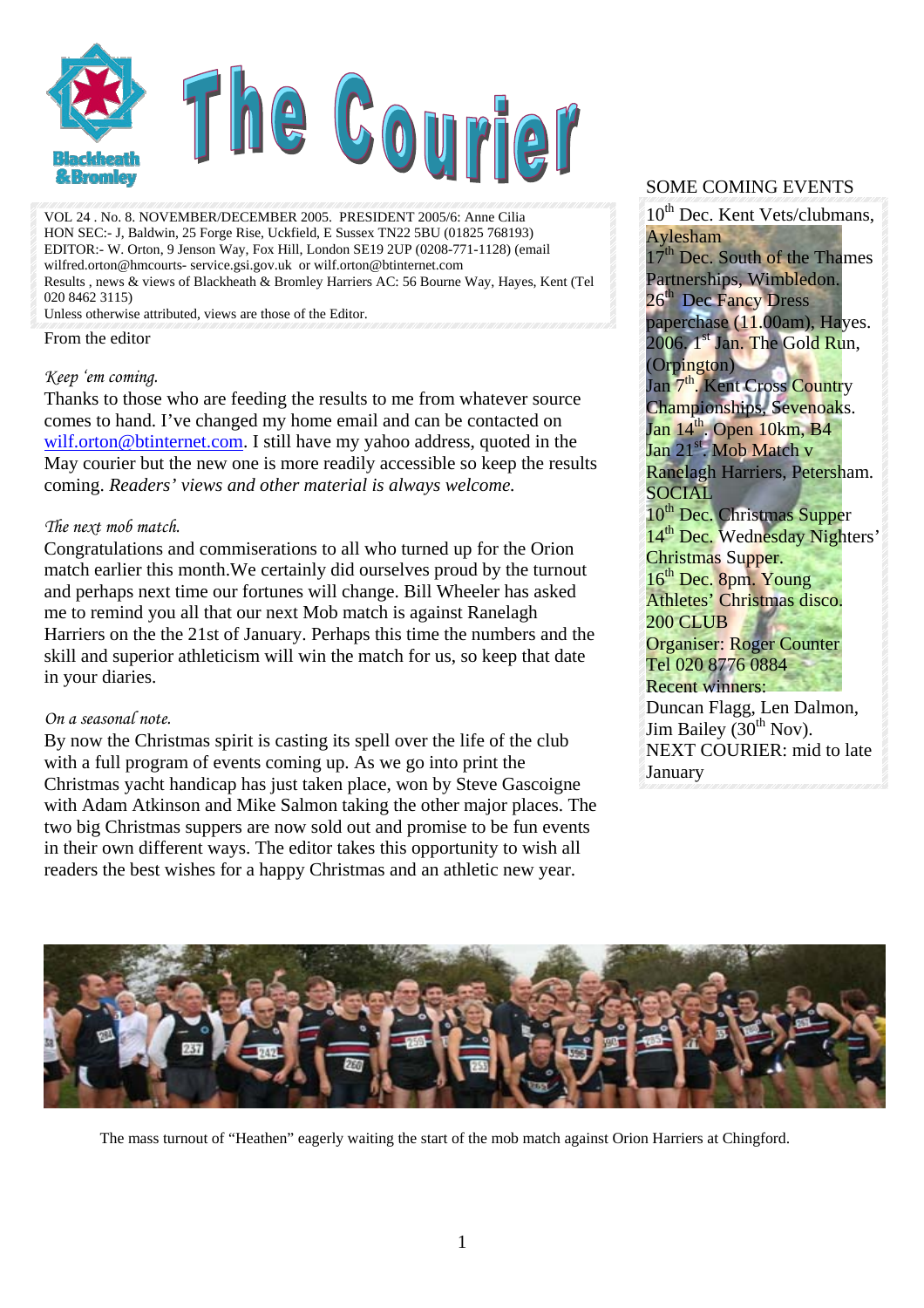# The Courier

Blackheath & Bromley

VOL 24 . No. 8. NOVEMBER/DECEMBER 2005. PRESIDENT 2005/6: Anne Cilia
HON SEC:- J, Baldwin, 25 Forge Rise, Uckfield, E Sussex TN22 5BU (01825 768193)
EDITOR:- W. Orton, 9 Jenson Way, Fox Hill, London SE19 2UP (0208-771-1128) (email wilfred.orton@hmcourts- service.gsi.gov.uk or wilf.orton@btinternet.com
Results , news & views of Blackheath & Bromley Harriers AC: 56 Bourne Way, Hayes, Kent (Tel 020 8462 3115)
Unless otherwise attributed, views are those of the Editor.

From the editor

*Keep 'em coming.*

Thanks to those who are feeding the results to me from whatever source comes to hand. I've changed my home email and can be contacted on wilf.orton@btinternet.com. I still have my yahoo address, quoted in the May courier but the new one is more readily accessible so keep the results coming. *Readers' views and other material is always welcome.*

*The next mob match.*

Congratulations and commiserations to all who turned up for the Orion match earlier this month.We certainly did ourselves proud by the turnout and perhaps next time our fortunes will change. Bill Wheeler has asked me to remind you all that our next Mob match is against Ranelagh Harriers on the the 21st of January. Perhaps this time the numbers and the skill and superior athleticism will win the match for us, so keep that date in your diaries.

*On a seasonal note.*

By now the Christmas spirit is casting its spell over the life of the club with a full program of events coming up. As we go into print the Christmas yacht handicap has just taken place, won by Steve Gascoigne with Adam Atkinson and Mike Salmon taking the other major places. The two big Christmas suppers are now sold out and promise to be fun events in their own different ways. The editor takes this opportunity to wish all readers the best wishes for a happy Christmas and an athletic new year.

SOME COMING EVENTS

10th Dec. Kent Vets/clubmans, Aylesham
17th Dec. South of the Thames Partnerships, Wimbledon.
26th Dec Fancy Dress paperchase (11.00am), Hayes.
2006. 1st Jan. The Gold Run, (Orpington)
Jan 7th. Kent Cross Country Championships, Sevenoaks.
Jan 14th. Open 10km, B4
Jan 21st. Mob Match v Ranelagh Harriers, Petersham.

SOCIAL

10th Dec. Christmas Supper
14th Dec. Wednesday Nighters' Christmas Supper.
16th Dec. 8pm. Young Athletes' Christmas disco.

200 CLUB

Organiser: Roger Counter
Tel 020 8776 0884
Recent winners:
Duncan Flagg, Len Dalmon, Jim Bailey (30th Nov).

NEXT COURIER: mid to late January

The mass turnout of "Heathen" eagerly waiting the start of the mob match against Orion Harriers at Chingford.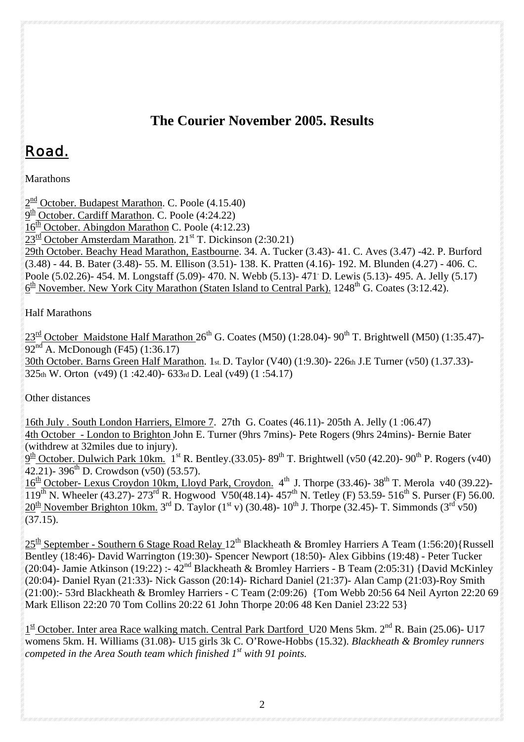## The Courier November 2005. Results

# Road.

Marathons

2nd October. Budapest Marathon. C. Poole (4.15.40)
9th October. Cardiff Marathon. C. Poole (4:24.22)
16th October. Abingdon Marathon C. Poole (4:12.23)
23rd October Amsterdam Marathon. 21st T. Dickinson (2:30.21)
29th October. Beachy Head Marathon, Eastbourne. 34. A. Tucker (3.43)- 41. C. Aves (3.47) -42. P. Burford (3.48) - 44. B. Bater (3.48)- 55. M. Ellison (3.51)- 138. K. Pratten (4.16)- 192. M. Blunden (4.27) - 406. C. Poole (5.02.26)- 454. M. Longstaff (5.09)- 470. N. Webb (5.13)- 471. D. Lewis (5.13)- 495. A. Jelly (5.17)
6th November. New York City Marathon (Staten Island to Central Park). 1248th G. Coates (3:12.42).

Half Marathons

23rd October Maidstone Half Marathon 26th G. Coates (M50) (1:28.04)- 90th T. Brightwell (M50) (1:35.47)- 92nd A. McDonough (F45) (1:36.17)
30th October. Barns Green Half Marathon. 1st. D. Taylor (V40) (1:9.30)- 226th J.E Turner (v50) (1.37.33)- 325th W. Orton (v49) (1 :42.40)- 633rd D. Leal (v49) (1 :54.17)

Other distances

16th July . South London Harriers, Elmore 7. 27th G. Coates (46.11)- 205th A. Jelly (1 :06.47)
4th October - London to Brighton John E. Turner (9hrs 7mins)- Pete Rogers (9hrs 24mins)- Bernie Bater (withdrew at 32miles due to injury).
9th October. Dulwich Park 10km. 1st R. Bentley.(33.05)- 89th T. Brightwell (v50 (42.20)- 90th P. Rogers (v40) 42.21)- 396th D. Crowdson (v50) (53.57).
16th October- Lexus Croydon 10km, Lloyd Park, Croydon. 4th J. Thorpe (33.46)- 38th T. Merola v40 (39.22)- 119th N. Wheeler (43.27)- 273rd R. Hogwood V50(48.14)- 457th N. Tetley (F) 53.59- 516th S. Purser (F) 56.00.
20th November Brighton 10km. 3rd D. Taylor (1st v) (30.48)- 10th J. Thorpe (32.45)- T. Simmonds (3rd v50) (37.15).

25th September - Southern 6 Stage Road Relay 12th Blackheath & Bromley Harriers A Team (1:56:20){Russell Bentley (18:46)- David Warrington (19:30)- Spencer Newport (18:50)- Alex Gibbins (19:48) - Peter Tucker (20:04)- Jamie Atkinson (19:22) :- 42nd Blackheath & Bromley Harriers - B Team (2:05:31) {David McKinley (20:04)- Daniel Ryan (21:33)- Nick Gasson (20:14)- Richard Daniel (21:37)- Alan Camp (21:03)-Roy Smith (21:00):- 53rd Blackheath & Bromley Harriers - C Team (2:09:26) {Tom Webb 20:56 64 Neil Ayrton 22:20 69 Mark Ellison 22:20 70 Tom Collins 20:22 61 John Thorpe 20:06 48 Ken Daniel 23:22 53}

1st October. Inter area Race walking match. Central Park Dartford U20 Mens 5km. 2nd R. Bain (25.06)- U17 womens 5km. H. Williams (31.08)- U15 girls 3k C. O'Rowe-Hobbs (15.32). *Blackheath & Bromley runners competed in the Area South team which finished 1st with 91 points.*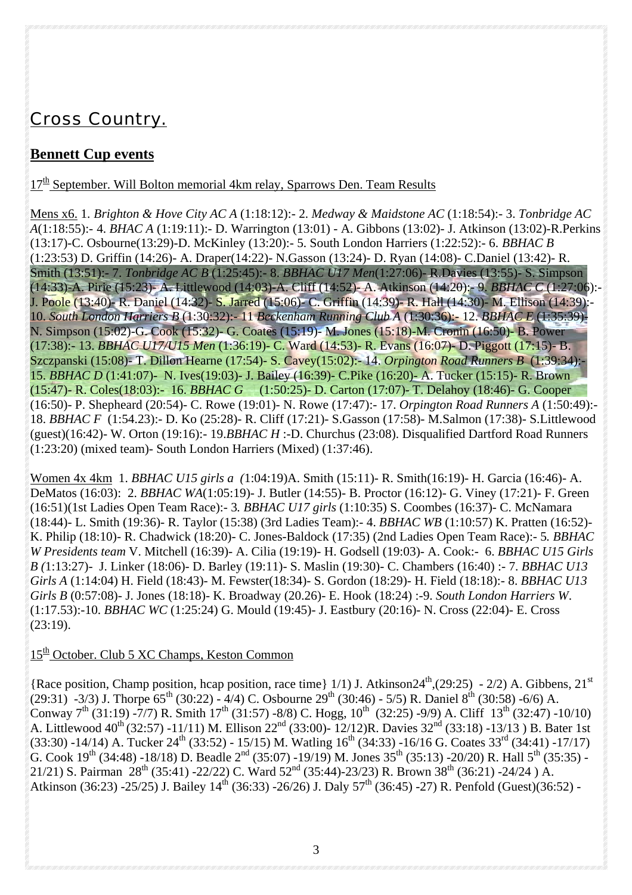# Cross Country.

## Bennett Cup events

17th September. Will Bolton memorial 4km relay, Sparrows Den. Team Results

Mens x6. 1. *Brighton & Hove City AC A* (1:18:12):- 2. *Medway & Maidstone AC* (1:18:54):- 3. *Tonbridge AC A*(1:18:55):- 4. *BHAC A* (1:19:11):- D. Warrington (13:01) - A. Gibbons (13:02)- J. Atkinson (13:02)-R.Perkins (13:17)-C. Osbourne(13:29)-D. McKinley (13:20):- 5. South London Harriers (1:22:52):- 6. *BBHAC B* (1:23:53) D. Griffin (14:26)- A. Draper(14:22)- N.Gasson (13:24)- D. Ryan (14:08)- C.Daniel (13:42)- R. Smith (13:51):- 7. *Tonbridge AC B* (1:25:45):- 8. *BBHAC U17 Men*(1:27:06)- R.Davies (13:55)- S. Simpson (14:33)-A. Pirie (15:23)- A. Littlewood (14:03)-A. Cliff (14:52)- A. Atkinson (14:20):- 9. *BBHAC C* (1:27:06):- J. Poole (13:40)- R. Daniel (14:32)- S. Jarred (15:06)- C. Griffin (14:39)- R. Hall (14:30)- M. Ellison (14:39):- 10. *South London Harriers B* (1:30:32):- 11 *Beckenham Running Club A* (1:30:36):- 12. *BBHAC E* (1:35:39)- N. Simpson (15:02)-G. Cook (15:32)- G. Coates (15:19)- M. Jones (15:18)-M. Cronin (16:50)- B. Power (17:38):- 13. *BBHAC U17/U15 Men* (1:36:19)- C. Ward (14:53)- R. Evans (16:07)- D. Piggott (17:15)- B. Szczpanski (15:08)- T. Dillon Hearne (17:54)- S. Cavey(15:02):- 14. *Orpington Road Runners B* (1:39:34):- 15. *BBHAC D* (1:41:07)- N. Ives(19:03)- J. Bailey (16:39)- C.Pike (16:20)- A. Tucker (15:15)- R. Brown (15:47)- R. Coles(18:03):- 16. *BBHAC G* (1:50:25)- D. Carton (17:07)- T. Delahoy (18:46)- G. Cooper (16:50)- P. Shepheard (20:54)- C. Rowe (19:01)- N. Rowe (17:47):- 17. *Orpington Road Runners A* (1:50:49):- 18. *BBHAC F* (1:54.23):- D. Ko (25:28)- R. Cliff (17:21)- S.Gasson (17:58)- M.Salmon (17:38)- S.Littlewood (guest)(16:42)- W. Orton (19:16):- 19.*BBHAC H* :-D. Churchus (23:08). Disqualified Dartford Road Runners (1:23:20) (mixed team)- South London Harriers (Mixed) (1:37:46).

Women 4x 4km 1. *BBHAC U15 girls a (*1:04:19)A. Smith (15:11)- R. Smith(16:19)- H. Garcia (16:46)- A. DeMatos (16:03): 2. *BBHAC WA*(1:05:19)- J. Butler (14:55)- B. Proctor (16:12)- G. Viney (17:21)- F. Green (16:51)(1st Ladies Open Team Race):- 3*. BBHAC U17 girls* (1:10:35) S. Coombes (16:37)- C. McNamara (18:44)- L. Smith (19:36)- R. Taylor (15:38) (3rd Ladies Team):- 4. *BBHAC WB* (1:10:57) K. Pratten (16:52)- K. Philip (18:10)- R. Chadwick (18:20)- C. Jones-Baldock (17:35) (2nd Ladies Open Team Race):- 5*. BBHAC W Presidents team* V. Mitchell (16:39)- A. Cilia (19:19)- H. Godsell (19:03)- A. Cook:- 6. *BBHAC U15 Girls B (*1:13:27)- J. Linker (18:06)- D. Barley (19:11)- S. Maslin (19:30)- C. Chambers (16:40) :- 7. *BBHAC U13 Girls A* (1:14:04) H. Field (18:43)- M. Fewster(18:34)- S. Gordon (18:29)- H. Field (18:18):- 8. *BBHAC U13 Girls B* (0:57:08)- J. Jones (18:18)- K. Broadway (20.26)- E. Hook (18:24) :-9. *South London Harriers W*. (1:17.53):-10. *BBHAC WC* (1:25:24) G. Mould (19:45)- J. Eastbury (20:16)- N. Cross (22:04)- E. Cross (23:19).

15th October. Club 5 XC Champs, Keston Common

{Race position, Champ position, hcap position, race time} 1/1) J. Atkinson24th,(29:25) - 2/2) A. Gibbons, 21st (29:31) -3/3) J. Thorpe 65th (30:22) - 4/4) C. Osbourne 29th (30:46) - 5/5) R. Daniel 8th (30:58) -6/6) A. Conway 7th (31:19) -7/7) R. Smith 17th (31:57) -8/8) C. Hogg, 10th (32:25) -9/9) A. Cliff 13th (32:47) -10/10) A. Littlewood 40th (32:57) -11/11) M. Ellison 22nd (33:00)- 12/12)R. Davies 32nd (33:18) -13/13 ) B. Bater 1st (33:30) -14/14) A. Tucker 24th (33:52) - 15/15) M. Watling 16th (34:33) -16/16 G. Coates 33rd (34:41) -17/17) G. Cook 19th (34:48) -18/18) D. Beadle 2nd (35:07) -19/19) M. Jones 35th (35:13) -20/20) R. Hall 5th (35:35) -21/21) S. Pairman 28th (35:41) -22/22) C. Ward 52nd (35:44)-23/23) R. Brown 38th (36:21) -24/24 ) A. Atkinson (36:23) -25/25) J. Bailey 14th (36:33) -26/26) J. Daly 57th (36:45) -27) R. Penfold (Guest)(36:52) -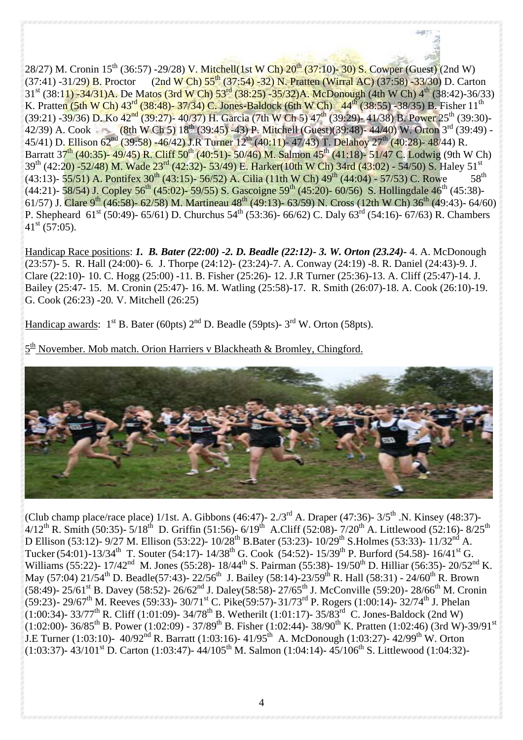28/27) M. Cronin 15th (36:57) -29/28) V. Mitchell(1st W Ch) 20th (37:10)- 30) S. Cowper (Guest) (2nd W) (37:41) -31/29) B. Proctor (2nd W Ch) 55th (37:54) -32) N. Pratten (Wirral AC) (37:58) -33/30) D. Carton 31st (38:11) -34/31)A. De Matos (3rd W Ch) 53rd (38:25) -35/32)A. McDonough (4th W Ch) 4th (38:42)-36/33) K. Pratten (5th W Ch) 43rd (38:48)- 37/34) C. Jones-Baldock (6th W Ch) 44th (38:55) -38/35) B. Fisher 11th (39:21) -39/36) D. Ko 42nd (39:27)- 40/37) H. Garcia (7th W Ch 5) 47th (39:29)- 41/38) B. Power 25th (39:30)- 42/39) A. Cook (8th W Ch 5) 18th (39:45) -43) P. Mitchell (Guest)(39:48)- 44/40) W. Orton 3rd (39:49) - 45/41) D. Ellison 62nd (39:58) -46/42) J.R Turner 12th (40:11)- 47/43) T. Delahoy 27th (40:28)- 48/44) R. Barratt 37th (40:35)- 49/45) R. Cliff 50th (40:51)- 50/46) M. Salmon 45th (41:18)- 51/47 C. Lodwig (9th W Ch) 39th (42:20) -52/48) M. Wade 23rd (42:32)- 53/49) E. Harker(10th W Ch) 34rd (43:02) - 54/50) S. Haley 51st (43:13)- 55/51) A. Pontifex 30th (43:15)- 56/52) A. Cilia (11th W Ch) 49th (44:04) - 57/53) C. Rowe 58th (44:21)- 58/54) J. Copley 56th (45:02)- 59/55) S. Gascoigne 59th (45:20)- 60/56) S. Hollingdale 46th (45:38)- 61/57) J. Clare 9th (46:58)- 62/58) M. Martineau 48th (49:13)- 63/59) N. Cross (12th W Ch) 36th (49:43)- 64/60) P. Shepheard 61st (50:49)- 65/61) D. Churchus 54th (53:36)- 66/62) C. Daly 63rd (54:16)- 67/63) R. Chambers 41st (57:05).

Handicap Race positions: ***1. B. Bater (22:00) -2. D. Beadle (22:12)- 3. W. Orton (23.24)***- 4. A. McDonough (23:57)- 5. R. Hall (24:00)- 6. J. Thorpe (24:12)- (23:24)-7. A. Conway (24:19) -8. R. Daniel (24:43)-9. J. Clare (22:10)- 10. C. Hogg (25:00) -11. B. Fisher (25:26)- 12. J.R Turner (25:36)-13. A. Cliff (25:47)-14. J. Bailey (25:47- 15. M. Cronin (25:47)- 16. M. Watling (25:58)-17. R. Smith (26:07)-18. A. Cook (26:10)-19. G. Cook (26:23) -20. V. Mitchell (26:25)

Handicap awards: 1st B. Bater (60pts) 2nd D. Beadle (59pts)- 3rd W. Orton (58pts).

5th November. Mob match. Orion Harriers v Blackheath & Bromley, Chingford.

(Club champ place/race place) 1/1st. A. Gibbons (46:47)- 2./3rd A. Draper (47:36)- 3/5th .N. Kinsey (48:37)- 4/12th R. Smith (50:35)- 5/18th D. Griffin (51:56)- 6/19th A.Cliff (52:08)- 7/20th A. Littlewood (52:16)- 8/25th D Ellison (53:12)- 9/27 M. Ellison (53:22)- 10/28th B.Bater (53:23)- 10/29th S.Holmes (53:33)- 11/32nd A. Tucker (54:01)-13/34th T. Souter (54:17)- 14/38th G. Cook (54:52)- 15/39th P. Burford (54.58)- 16/41st G. Williams (55:22)- 17/42nd M. Jones (55:28)- 18/44th S. Pairman (55:38)- 19/50th D. Hilliar (56:35)- 20/52nd K. May (57:04) 21/54th D. Beadle(57:43)- 22/56th J. Bailey (58:14)-23/59th R. Hall (58:31) - 24/60th R. Brown (58:49)- 25/61st B. Davey (58:52)- 26/62nd J. Daley(58:58)- 27/65th J. McConville (59:20)- 28/66th M. Cronin (59:23)- 29/67th M. Reeves (59:33)- 30/71st C. Pike(59:57)- 31/73rd P. Rogers (1:00:14)- 32/74th J. Phelan (1:00:34)- 33/77th R. Cliff (1:01:09)- 34/78th B. Wetherilt (1:01:17)- 35/83rd C. Jones-Baldock (2nd W) (1:02:00)- 36/85th B. Power (1:02:09) - 37/89th B. Fisher (1:02:44)- 38/90th K. Pratten (1:02:46) (3rd W)-39/91st J.E Turner (1:03:10)- 40/92nd R. Barratt (1:03:16)- 41/95th A. McDonough (1:03:27)- 42/99th W. Orton (1:03:37)- 43/101st D. Carton (1:03:47)- 44/105th M. Salmon (1:04:14)- 45/106th S. Littlewood (1:04:32)-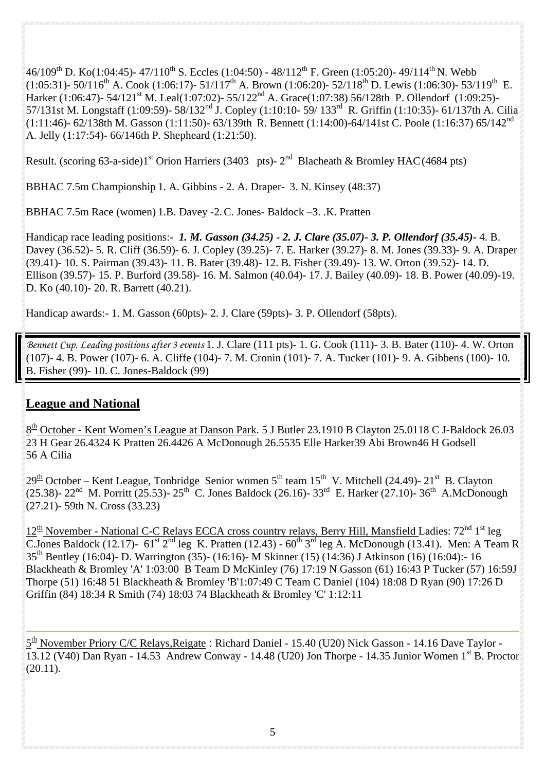46/109th D. Ko(1:04:45)- 47/110th S. Eccles (1:04:50) - 48/112th F. Green (1:05:20)- 49/114th N. Webb (1:05:31)- 50/116th A. Cook (1:06:17)- 51/117th A. Brown (1:06:20)- 52/118th D. Lewis (1:06:30)- 53/119th E. Harker (1:06:47)- 54/121st M. Leal(1:07:02)- 55/122nd A. Grace(1:07:38) 56/128th P. Ollendorf (1:09:25)- 57/131st M. Longstaff (1:09:59)- 58/132nd J. Copley (1:10:10- 59/ 133rd R. Griffin (1:10:35)- 61/137th A. Cilia (1:11:46)- 62/138th M. Gasson (1:11:50)- 63/139th R. Bennett (1:14:00)-64/141st C. Poole (1:16:37) 65/142nd A. Jelly (1:17:54)- 66/146th P. Shepheard (1:21:50).

Result. (scoring 63-a-side)1st Orion Harriers (3403 pts)- 2nd Blacheath & Bromley HAC (4684 pts)

BBHAC 7.5m Championship 1. A. Gibbins - 2. A. Draper- 3. N. Kinsey (48:37)

BBHAC 7.5m Race (women) 1.B. Davey -2. C. Jones- Baldock –3. .K. Pratten

Handicap race leading positions:- ***1. M. Gasson (34.25) - 2. J. Clare (35.07)- 3. P. Ollendorf (35.45)***- 4. B. Davey (36.52)- 5. R. Cliff (36.59)- 6. J. Copley (39.25)- 7. E. Harker (39.27)- 8. M. Jones (39.33)- 9. A. Draper (39.41)- 10. S. Pairman (39.43)- 11. B. Bater (39.48)- 12. B. Fisher (39.49)- 13. W. Orton (39.52)- 14. D. Ellison (39.57)- 15. P. Burford (39.58)- 16. M. Salmon (40.04)- 17. J. Bailey (40.09)- 18. B. Power (40.09)-19. D. Ko (40.10)- 20. R. Barrett (40.21).

Handicap awards:- 1. M. Gasson (60pts)- 2. J. Clare (59pts)- 3. P. Ollendorf (58pts).

*Bennett Cup. Leading positions after 3 events* 1. J. Clare (111 pts)- 1. G. Cook (111)- 3. B. Bater (110)- 4. W. Orton (107)- 4. B. Power (107)- 6. A. Cliffe (104)- 7. M. Cronin (101)- 7. A. Tucker (101)- 9. A. Gibbens (100)- 10. B. Fisher (99)- 10. C. Jones-Baldock (99)

## League and National

8th October - Kent Women's League at Danson Park. 5 J Butler 23.1910 B Clayton 25.0118 C J-Baldock 26.03 23 H Gear 26.4324 K Pratten 26.4426 A McDonough 26.5535 Elle Harker39 Abi Brown46 H Godsell 56 A Cilia

29th October – Kent League, Tonbridge Senior women 5th team 15th V. Mitchell (24.49)- 21st B. Clayton (25.38)- 22nd M. Porritt (25.53)- 25th C. Jones Baldock (26.16)- 33rd E. Harker (27.10)- 36th A.McDonough (27.21)- 59th N. Cross (33.23)

12th November - National C-C Relays ECCA cross country relays, Berry Hill, Mansfield Ladies: 72nd 1st leg C.Jones Baldock (12.17)- 61st 2nd leg K. Pratten (12.43) - 60th 3rd leg A. McDonough (13.41). Men: A Team R 35th Bentley (16:04)- D. Warrington (35)- (16:16)- M Skinner (15) (14:36) J Atkinson (16) (16:04):- 16 Blackheath & Bromley 'A' 1:03:00 B Team D McKinley (76) 17:19 N Gasson (61) 16:43 P Tucker (57) 16:59J Thorpe (51) 16:48 51 Blackheath & Bromley 'B'1:07:49 C Team C Daniel (104) 18:08 D Ryan (90) 17:26 D Griffin (84) 18:34 R Smith (74) 18:03 74 Blackheath & Bromley 'C' 1:12:11

---

5th November Priory C/C Relays,Reigate : Richard Daniel - 15.40 (U20) Nick Gasson - 14.16 Dave Taylor - 13.12 (V40) Dan Ryan - 14.53 Andrew Conway - 14.48 (U20) Jon Thorpe - 14.35 Junior Women 1st B. Proctor (20.11).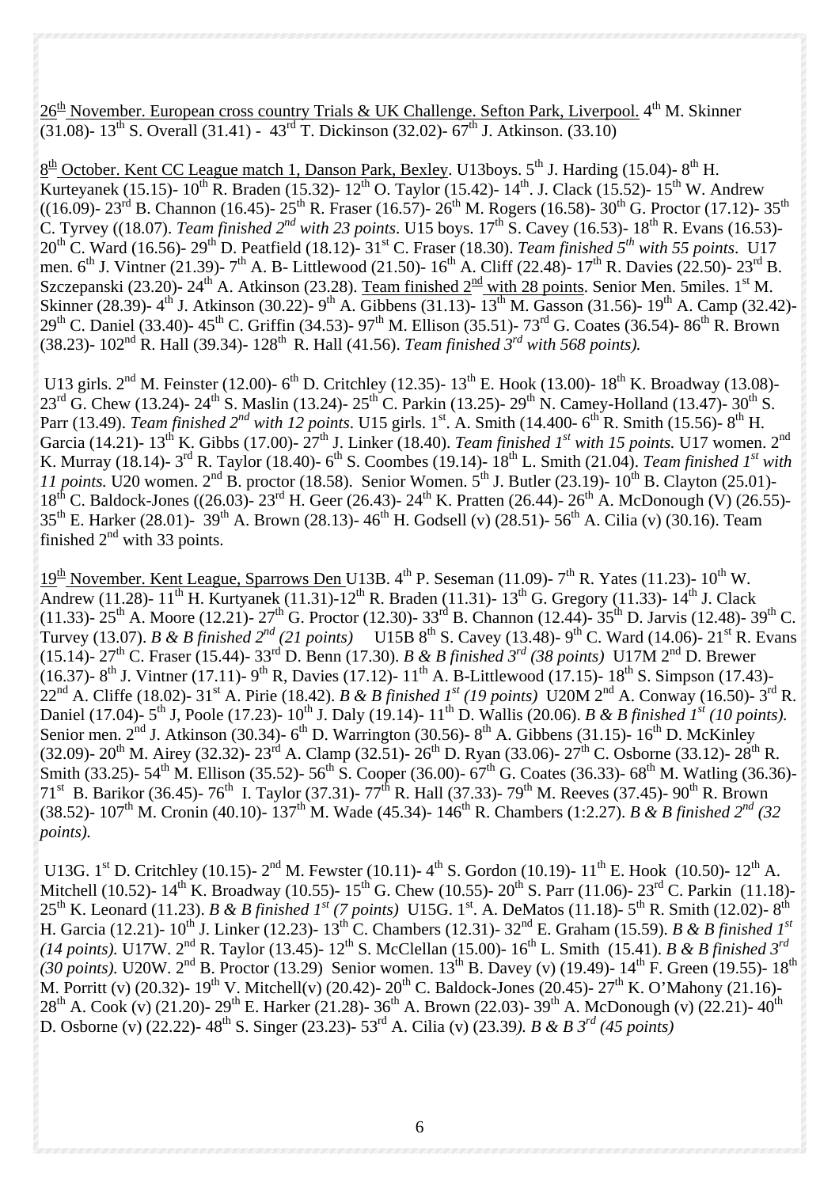<u>26th November. European cross country Trials & UK Challenge. Sefton Park, Liverpool.</u> 4th M. Skinner (31.08)- 13th S. Overall (31.41) - 43rd T. Dickinson (32.02)- 67th J. Atkinson. (33.10)

<u>8th October. Kent CC League match 1, Danson Park, Bexley</u>. U13boys. 5th J. Harding (15.04)- 8th H. Kurteyanek (15.15)- 10th R. Braden (15.32)- 12th O. Taylor (15.42)- 14th. J. Clack (15.52)- 15th W. Andrew ((16.09)- 23rd B. Channon (16.45)- 25th R. Fraser (16.57)- 26th M. Rogers (16.58)- 30th G. Proctor (17.12)- 35th C. Tyrvey ((18.07). *Team finished 2nd with 23 points*. U15 boys. 17th S. Cavey (16.53)- 18th R. Evans (16.53)- 20th C. Ward (16.56)- 29th D. Peatfield (18.12)- 31st C. Fraser (18.30). *Team finished 5th with 55 points*. U17 men. 6th J. Vintner (21.39)- 7th A. B- Littlewood (21.50)- 16th A. Cliff (22.48)- 17th R. Davies (22.50)- 23rd B. Szczepanski (23.20)- 24th A. Atkinson (23.28). <u>Team finished 2nd with 28 points</u>. Senior Men. 5miles. 1st M. Skinner (28.39)- 4th J. Atkinson (30.22)- 9th A. Gibbens (31.13)- 13th M. Gasson (31.56)- 19th A. Camp (32.42)- 29th C. Daniel (33.40)- 45th C. Griffin (34.53)- 97th M. Ellison (35.51)- 73rd G. Coates (36.54)- 86th R. Brown (38.23)- 102nd R. Hall (39.34)- 128th R. Hall (41.56). *Team finished 3rd with 568 points).*

U13 girls. 2nd M. Feinster (12.00)- 6th D. Critchley (12.35)- 13th E. Hook (13.00)- 18th K. Broadway (13.08)- 23rd G. Chew (13.24)- 24th S. Maslin (13.24)- 25th C. Parkin (13.25)- 29th N. Camey-Holland (13.47)- 30th S. Parr (13.49). *Team finished 2nd with 12 points*. U15 girls. 1st. A. Smith (14.400- 6th R. Smith (15.56)- 8th H. Garcia (14.21)- 13th K. Gibbs (17.00)- 27th J. Linker (18.40). *Team finished 1st with 15 points.* U17 women. 2nd K. Murray (18.14)- 3rd R. Taylor (18.40)- 6th S. Coombes (19.14)- 18th L. Smith (21.04). *Team finished 1st with 11 points.* U20 women. 2nd B. proctor (18.58). Senior Women. 5th J. Butler (23.19)- 10th B. Clayton (25.01)- 18th C. Baldock-Jones ((26.03)- 23rd H. Geer (26.43)- 24th K. Pratten (26.44)- 26th A. McDonough (V) (26.55)- 35th E. Harker (28.01)- 39th A. Brown (28.13)- 46th H. Godsell (v) (28.51)- 56th A. Cilia (v) (30.16). Team finished 2nd with 33 points.

<u>19th November. Kent League, Sparrows Den</u> U13B. 4th P. Seseman (11.09)- 7th R. Yates (11.23)- 10th W. Andrew (11.28)- 11th H. Kurtyanek (11.31)-12th R. Braden (11.31)- 13th G. Gregory (11.33)- 14th J. Clack (11.33)- 25th A. Moore (12.21)- 27th G. Proctor (12.30)- 33rd B. Channon (12.44)- 35th D. Jarvis (12.48)- 39th C. Turvey (13.07). *B & B finished 2nd (21 points)* U15B 8th S. Cavey (13.48)- 9th C. Ward (14.06)- 21st R. Evans (15.14)- 27th C. Fraser (15.44)- 33rd D. Benn (17.30). *B & B finished 3rd (38 points)* U17M 2nd D. Brewer (16.37)- 8th J. Vintner (17.11)- 9th R, Davies (17.12)- 11th A. B-Littlewood (17.15)- 18th S. Simpson (17.43)- 22nd A. Cliffe (18.02)- 31st A. Pirie (18.42). *B & B finished 1st (19 points)* U20M 2nd A. Conway (16.50)- 3rd R. Daniel (17.04)- 5th J, Poole (17.23)- 10th J. Daly (19.14)- 11th D. Wallis (20.06). *B & B finished 1st (10 points).* Senior men. 2nd J. Atkinson (30.34)- 6th D. Warrington (30.56)- 8th A. Gibbens (31.15)- 16th D. McKinley (32.09)- 20th M. Airey (32.32)- 23rd A. Clamp (32.51)- 26th D. Ryan (33.06)- 27th C. Osborne (33.12)- 28th R. Smith (33.25)- 54th M. Ellison (35.52)- 56th S. Cooper (36.00)- 67th G. Coates (36.33)- 68th M. Watling (36.36)- 71st B. Barikor (36.45)- 76th I. Taylor (37.31)- 77th R. Hall (37.33)- 79th M. Reeves (37.45)- 90th R. Brown (38.52)- 107th M. Cronin (40.10)- 137th M. Wade (45.34)- 146th R. Chambers (1:2.27). *B & B finished 2nd (32 points).*

U13G. 1st D. Critchley (10.15)- 2nd M. Fewster (10.11)- 4th S. Gordon (10.19)- 11th E. Hook (10.50)- 12th A. Mitchell (10.52)- 14th K. Broadway (10.55)- 15th G. Chew (10.55)- 20th S. Parr (11.06)- 23rd C. Parkin (11.18)- 25th K. Leonard (11.23). *B & B finished 1st (7 points)* U15G. 1st. A. DeMatos (11.18)- 5th R. Smith (12.02)- 8th H. Garcia (12.21)- 10th J. Linker (12.23)- 13th C. Chambers (12.31)- 32nd E. Graham (15.59). *B & B finished 1st (14 points).* U17W. 2nd R. Taylor (13.45)- 12th S. McClellan (15.00)- 16th L. Smith (15.41). *B & B finished 3rd (30 points).* U20W. 2nd B. Proctor (13.29) Senior women. 13th B. Davey (v) (19.49)- 14th F. Green (19.55)- 18th M. Porritt (v) (20.32)- 19th V. Mitchell(v) (20.42)- 20th C. Baldock-Jones (20.45)- 27th K. O'Mahony (21.16)- 28th A. Cook (v) (21.20)- 29th E. Harker (21.28)- 36th A. Brown (22.03)- 39th A. McDonough (v) (22.21)- 40th D. Osborne (v) (22.22)- 48th S. Singer (23.23)- 53rd A. Cilia (v) (23.39*). B & B 3rd (45 points)*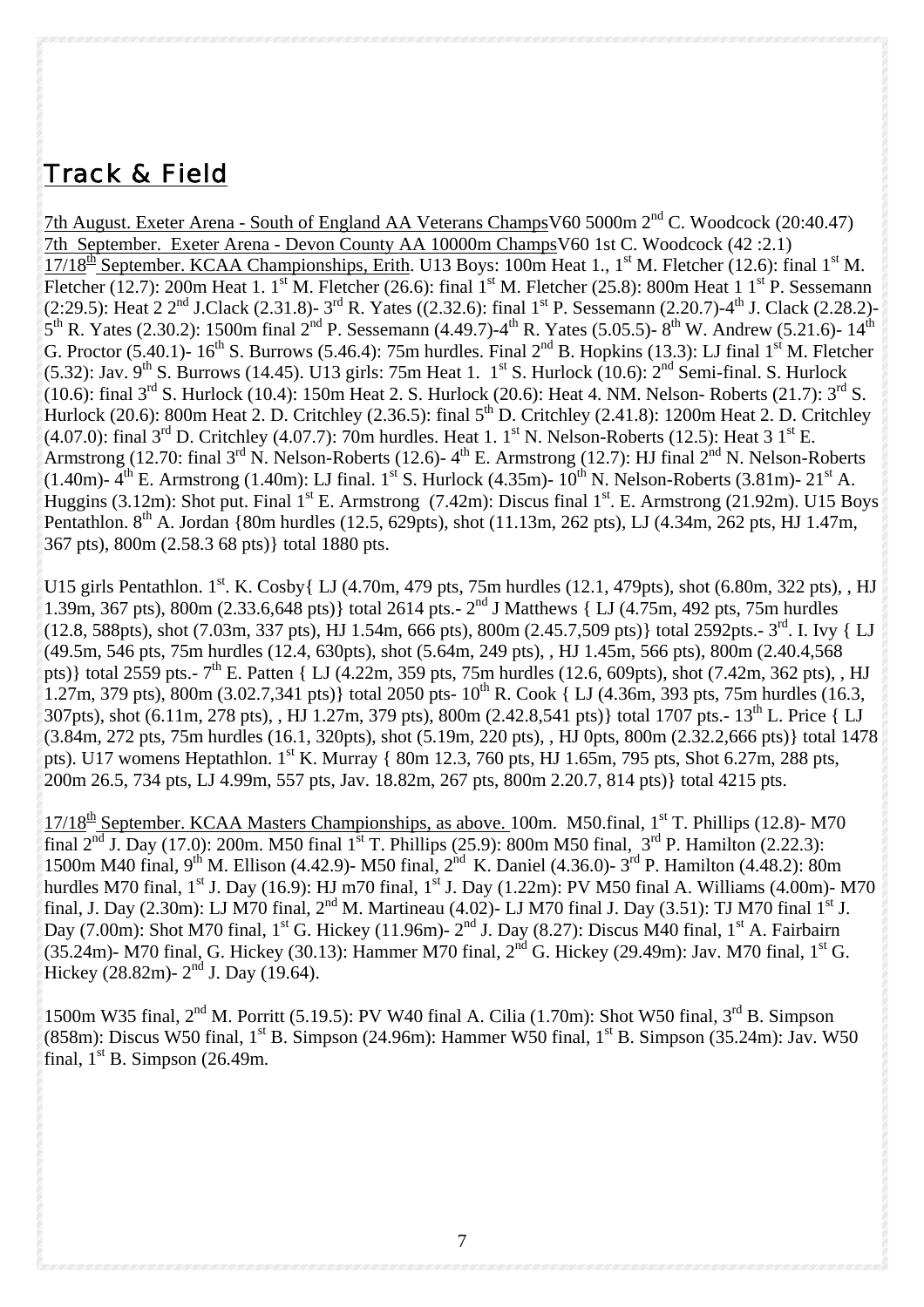## Track & Field

7th August. Exeter Arena - South of England AA Veterans ChampsV60 5000m 2nd C. Woodcock (20:40.47)
7th September. Exeter Arena - Devon County AA 10000m ChampsV60 1st C. Woodcock (42 :2.1)
17/18th September. KCAA Championships, Erith. U13 Boys: 100m Heat 1., 1st M. Fletcher (12.6): final 1st M. Fletcher (12.7): 200m Heat 1. 1st M. Fletcher (26.6): final 1st M. Fletcher (25.8): 800m Heat 1 1st P. Sessemann (2:29.5): Heat 2 2nd J.Clack (2.31.8)- 3rd R. Yates ((2.32.6): final 1st P. Sessemann (2.20.7)-4th J. Clack (2.28.2)- 5th R. Yates (2.30.2): 1500m final 2nd P. Sessemann (4.49.7)-4th R. Yates (5.05.5)- 8th W. Andrew (5.21.6)- 14th G. Proctor (5.40.1)- 16th S. Burrows (5.46.4): 75m hurdles. Final 2nd B. Hopkins (13.3): LJ final 1st M. Fletcher (5.32): Jav. 9th S. Burrows (14.45). U13 girls: 75m Heat 1. 1st S. Hurlock (10.6): 2nd Semi-final. S. Hurlock (10.6): final 3rd S. Hurlock (10.4): 150m Heat 2. S. Hurlock (20.6): Heat 4. NM. Nelson- Roberts (21.7): 3rd S. Hurlock (20.6): 800m Heat 2. D. Critchley (2.36.5): final 5th D. Critchley (2.41.8): 1200m Heat 2. D. Critchley (4.07.0): final 3rd D. Critchley (4.07.7): 70m hurdles. Heat 1. 1st N. Nelson-Roberts (12.5): Heat 3 1st E. Armstrong (12.70: final 3rd N. Nelson-Roberts (12.6)- 4th E. Armstrong (12.7): HJ final 2nd N. Nelson-Roberts (1.40m)- 4th E. Armstrong (1.40m): LJ final. 1st S. Hurlock (4.35m)- 10th N. Nelson-Roberts (3.81m)- 21st A. Huggins (3.12m): Shot put. Final 1st E. Armstrong (7.42m): Discus final 1st. E. Armstrong (21.92m). U15 Boys Pentathlon. 8th A. Jordan {80m hurdles (12.5, 629pts), shot (11.13m, 262 pts), LJ (4.34m, 262 pts, HJ 1.47m, 367 pts), 800m (2.58.3 68 pts)} total 1880 pts.

U15 girls Pentathlon. 1st. K. Cosby{ LJ (4.70m, 479 pts, 75m hurdles (12.1, 479pts), shot (6.80m, 322 pts), , HJ 1.39m, 367 pts), 800m (2.33.6,648 pts)} total 2614 pts.- 2nd J Matthews { LJ (4.75m, 492 pts, 75m hurdles (12.8, 588pts), shot (7.03m, 337 pts), HJ 1.54m, 666 pts), 800m (2.45.7,509 pts)} total 2592pts.- 3rd. I. Ivy { LJ (49.5m, 546 pts, 75m hurdles (12.4, 630pts), shot (5.64m, 249 pts), , HJ 1.45m, 566 pts), 800m (2.40.4,568 pts)} total 2559 pts.- 7th E. Patten { LJ (4.22m, 359 pts, 75m hurdles (12.6, 609pts), shot (7.42m, 362 pts), , HJ 1.27m, 379 pts), 800m (3.02.7,341 pts)} total 2050 pts- 10th R. Cook { LJ (4.36m, 393 pts, 75m hurdles (16.3, 307pts), shot (6.11m, 278 pts), , HJ 1.27m, 379 pts), 800m (2.42.8,541 pts)} total 1707 pts.- 13th L. Price { LJ (3.84m, 272 pts, 75m hurdles (16.1, 320pts), shot (5.19m, 220 pts), , HJ 0pts, 800m (2.32.2,666 pts)} total 1478 pts). U17 womens Heptathlon. 1st K. Murray { 80m 12.3, 760 pts, HJ 1.65m, 795 pts, Shot 6.27m, 288 pts, 200m 26.5, 734 pts, LJ 4.99m, 557 pts, Jav. 18.82m, 267 pts, 800m 2.20.7, 814 pts)} total 4215 pts.

17/18th September. KCAA Masters Championships, as above. 100m. M50.final, 1st T. Phillips (12.8)- M70 final 2nd J. Day (17.0): 200m. M50 final 1st T. Phillips (25.9): 800m M50 final, 3rd P. Hamilton (2.22.3): 1500m M40 final, 9th M. Ellison (4.42.9)- M50 final, 2nd K. Daniel (4.36.0)- 3rd P. Hamilton (4.48.2): 80m hurdles M70 final, 1st J. Day (16.9): HJ m70 final, 1st J. Day (1.22m): PV M50 final A. Williams (4.00m)- M70 final, J. Day (2.30m): LJ M70 final, 2nd M. Martineau (4.02)- LJ M70 final J. Day (3.51): TJ M70 final 1st J. Day (7.00m): Shot M70 final, 1st G. Hickey (11.96m)- 2nd J. Day (8.27): Discus M40 final, 1st A. Fairbairn (35.24m)- M70 final, G. Hickey (30.13): Hammer M70 final, 2nd G. Hickey (29.49m): Jav. M70 final, 1st G. Hickey (28.82m)- 2nd J. Day (19.64).

1500m W35 final, 2nd M. Porritt (5.19.5): PV W40 final A. Cilia (1.70m): Shot W50 final, 3rd B. Simpson (858m): Discus W50 final, 1st B. Simpson (24.96m): Hammer W50 final, 1st B. Simpson (35.24m): Jav. W50 final, 1st B. Simpson (26.49m.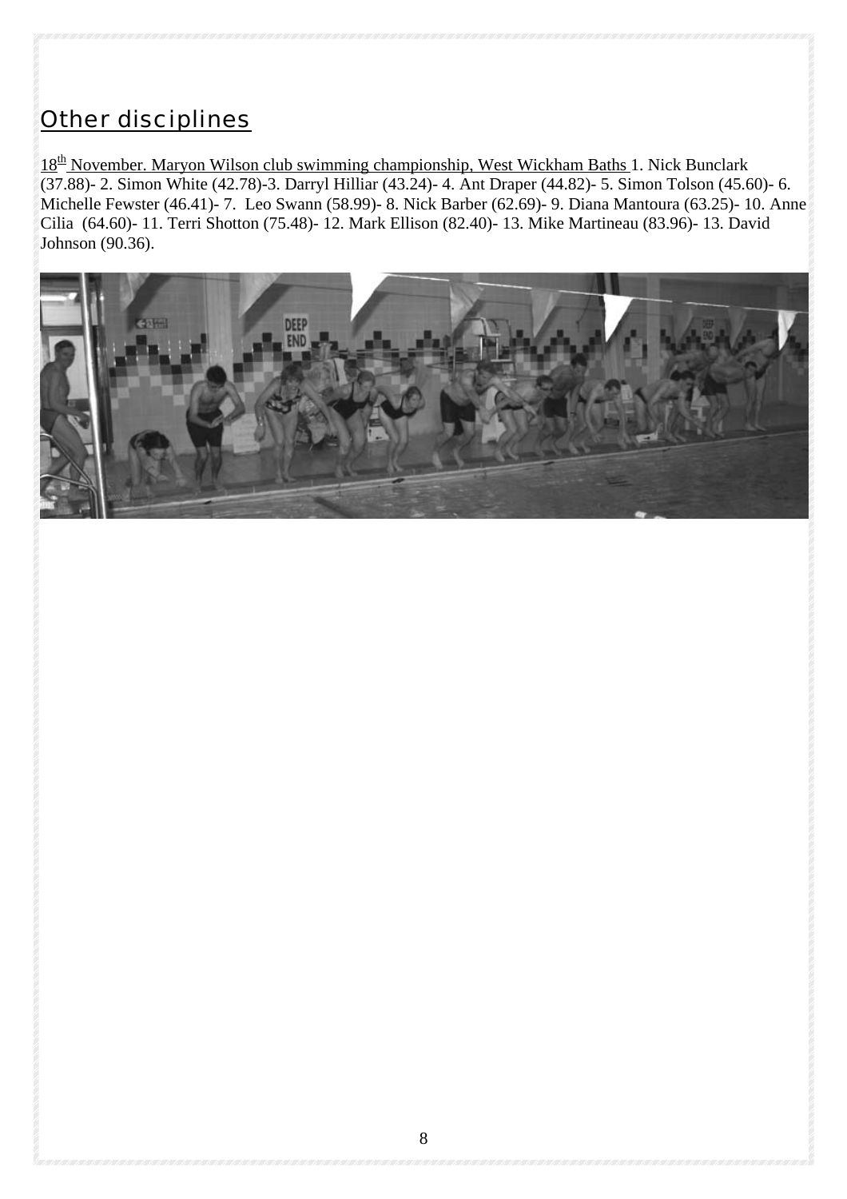## Other disciplines

18th November. Maryon Wilson club swimming championship, West Wickham Baths 1. Nick Bunclark (37.88)- 2. Simon White (42.78)-3. Darryl Hilliar (43.24)- 4. Ant Draper (44.82)- 5. Simon Tolson (45.60)- 6. Michelle Fewster (46.41)- 7. Leo Swann (58.99)- 8. Nick Barber (62.69)- 9. Diana Mantoura (63.25)- 10. Anne Cilia (64.60)- 11. Terri Shotton (75.48)- 12. Mark Ellison (82.40)- 13. Mike Martineau (83.96)- 13. David Johnson (90.36).